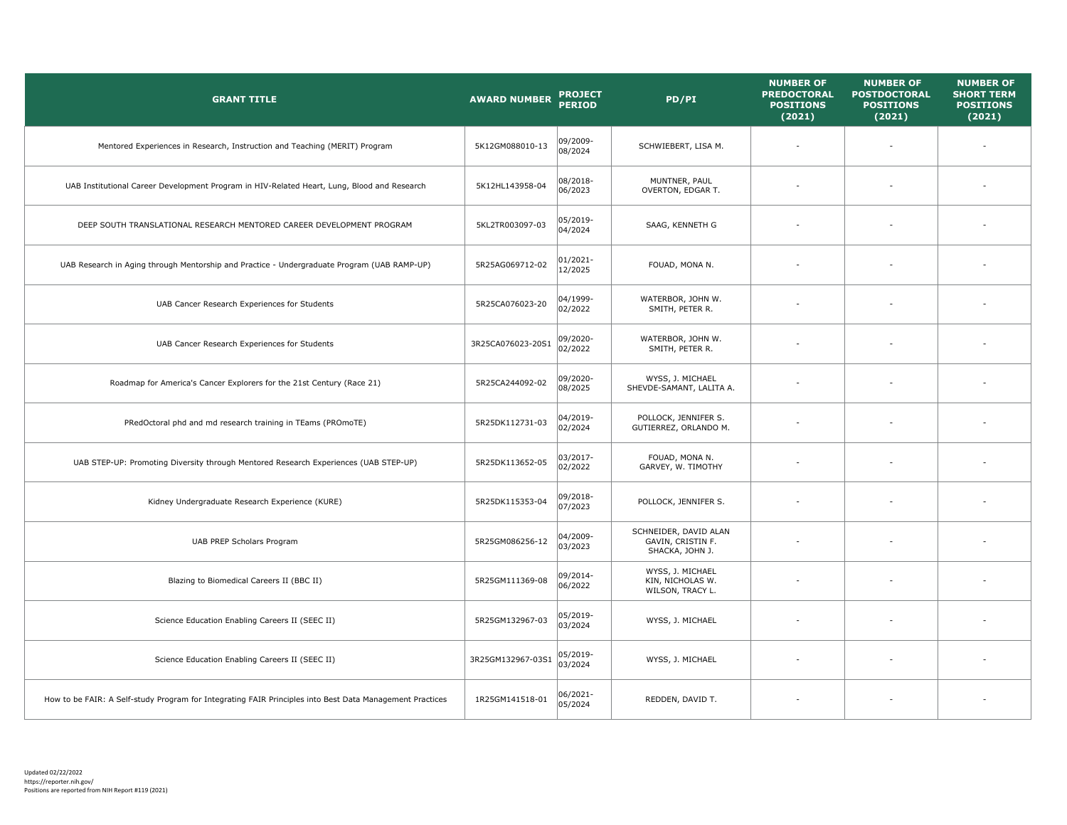| GRANT TITLE | AWARD NUMBER | PROJECT PERIOD | PD/PI | NUMBER OF PREDOCTORAL POSITIONS (2021) | NUMBER OF POSTDOCTORAL POSITIONS (2021) | NUMBER OF SHORT TERM POSITIONS (2021) |
| --- | --- | --- | --- | --- | --- | --- |
| Mentored Experiences in Research, Instruction and Teaching (MERIT) Program | 5K12GM088010-13 | 09/2009-08/2024 | SCHWIEBERT, LISA M. | - | - | - |
| UAB Institutional Career Development Program in HIV-Related Heart, Lung, Blood and Research | 5K12HL143958-04 | 08/2018-06/2023 | MUNTNER, PAUL<br>OVERTON, EDGAR T. | - | - | - |
| DEEP SOUTH TRANSLATIONAL RESEARCH MENTORED CAREER DEVELOPMENT PROGRAM | 5KL2TR003097-03 | 05/2019-04/2024 | SAAG, KENNETH G | - | - | - |
| UAB Research in Aging through Mentorship and Practice - Undergraduate Program (UAB RAMP-UP) | 5R25AG069712-02 | 01/2021-12/2025 | FOUAD, MONA N. | - | - | - |
| UAB Cancer Research Experiences for Students | 5R25CA076023-20 | 04/1999-02/2022 | WATERBOR, JOHN W.<br>SMITH, PETER R. | - | - | - |
| UAB Cancer Research Experiences for Students | 3R25CA076023-20S1 | 09/2020-02/2022 | WATERBOR, JOHN W.<br>SMITH, PETER R. | - | - | - |
| Roadmap for America's Cancer Explorers for the 21st Century (Race 21) | 5R25CA244092-02 | 09/2020-08/2025 | WYSS, J. MICHAEL<br>SHEVDE-SAMANT, LALITA A. | - | - | - |
| PRedOctoral phd and md research training in TEams (PROmoTE) | 5R25DK112731-03 | 04/2019-02/2024 | POLLOCK, JENNIFER S.<br>GUTIERREZ, ORLANDO M. | - | - | - |
| UAB STEP-UP: Promoting Diversity through Mentored Research Experiences (UAB STEP-UP) | 5R25DK113652-05 | 03/2017-02/2022 | FOUAD, MONA N.<br>GARVEY, W. TIMOTHY | - | - | - |
| Kidney Undergraduate Research Experience (KURE) | 5R25DK115353-04 | 09/2018-07/2023 | POLLOCK, JENNIFER S. | - | - | - |
| UAB PREP Scholars Program | 5R25GM086256-12 | 04/2009-03/2023 | SCHNEIDER, DAVID ALAN<br>GAVIN, CRISTIN F.<br>SHACKA, JOHN J. | - | - | - |
| Blazing to Biomedical Careers II (BBC II) | 5R25GM111369-08 | 09/2014-06/2022 | WYSS, J. MICHAEL<br>KIN, NICHOLAS W.<br>WILSON, TRACY L. | - | - | - |
| Science Education Enabling Careers II (SEEC II) | 5R25GM132967-03 | 05/2019-03/2024 | WYSS, J. MICHAEL | - | - | - |
| Science Education Enabling Careers II (SEEC II) | 3R25GM132967-03S1 | 05/2019-03/2024 | WYSS, J. MICHAEL | - | - | - |
| How to be FAIR: A Self-study Program for Integrating FAIR Principles into Best Data Management Practices | 1R25GM141518-01 | 06/2021-05/2024 | REDDEN, DAVID T. | - | - | - |

Updated 02/22/2022
https://reporter.nih.gov/
Positions are reported from NIH Report #119 (2021)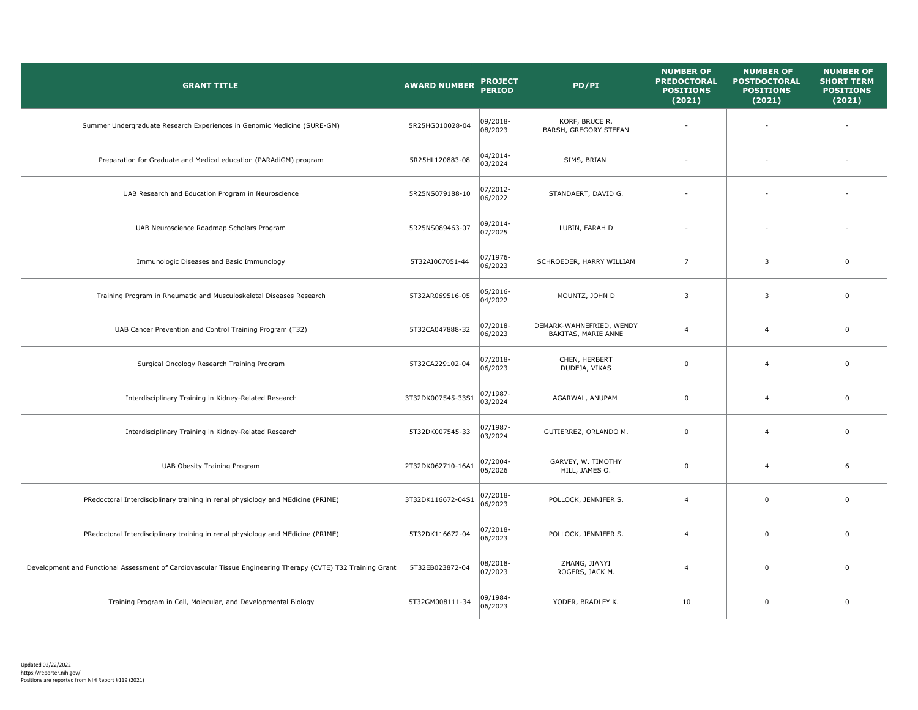| GRANT TITLE | AWARD NUMBER | PROJECT PERIOD | PD/PI | NUMBER OF PREDOCTORAL POSITIONS (2021) | NUMBER OF POSTDOCTORAL POSITIONS (2021) | NUMBER OF SHORT TERM POSITIONS (2021) |
|---|---|---|---|---|---|---|
| Summer Undergraduate Research Experiences in Genomic Medicine (SURE-GM) | 5R25HG010028-04 | 09/2018-08/2023 | KORF, BRUCE R.<br>BARSH, GREGORY STEFAN | - | - | - |
| Preparation for Graduate and Medical education (PARAdiGM) program | 5R25HL120883-08 | 04/2014-03/2024 | SIMS, BRIAN | - | - | - |
| UAB Research and Education Program in Neuroscience | 5R25NS079188-10 | 07/2012-06/2022 | STANDAERT, DAVID G. | - | - | - |
| UAB Neuroscience Roadmap Scholars Program | 5R25NS089463-07 | 09/2014-07/2025 | LUBIN, FARAH D | - | - | - |
| Immunologic Diseases and Basic Immunology | 5T32AI007051-44 | 07/1976-06/2023 | SCHROEDER, HARRY WILLIAM | 7 | 3 | 0 |
| Training Program in Rheumatic and Musculoskeletal Diseases Research | 5T32AR069516-05 | 05/2016-04/2022 | MOUNTZ, JOHN D | 3 | 3 | 0 |
| UAB Cancer Prevention and Control Training Program (T32) | 5T32CA047888-32 | 07/2018-06/2023 | DEMARK-WAHNEFRIED, WENDY<br>BAKITAS, MARIE ANNE | 4 | 4 | 0 |
| Surgical Oncology Research Training Program | 5T32CA229102-04 | 07/2018-06/2023 | CHEN, HERBERT<br>DUDEJA, VIKAS | 0 | 4 | 0 |
| Interdisciplinary Training in Kidney-Related Research | 3T32DK007545-33S1 | 07/1987-03/2024 | AGARWAL, ANUPAM | 0 | 4 | 0 |
| Interdisciplinary Training in Kidney-Related Research | 5T32DK007545-33 | 07/1987-03/2024 | GUTIERREZ, ORLANDO M. | 0 | 4 | 0 |
| UAB Obesity Training Program | 2T32DK062710-16A1 | 07/2004-05/2026 | GARVEY, W. TIMOTHY<br>HILL, JAMES O. | 0 | 4 | 6 |
| PRedoctoral Interdisciplinary training in renal physiology and MEdicine (PRIME) | 3T32DK116672-04S1 | 07/2018-06/2023 | POLLOCK, JENNIFER S. | 4 | 0 | 0 |
| PRedoctoral Interdisciplinary training in renal physiology and MEdicine (PRIME) | 5T32DK116672-04 | 07/2018-06/2023 | POLLOCK, JENNIFER S. | 4 | 0 | 0 |
| Development and Functional Assessment of Cardiovascular Tissue Engineering Therapy (CVTE) T32 Training Grant | 5T32EB023872-04 | 08/2018-07/2023 | ZHANG, JIANYI<br>ROGERS, JACK M. | 4 | 0 | 0 |
| Training Program in Cell, Molecular, and Developmental Biology | 5T32GM008111-34 | 09/1984-06/2023 | YODER, BRADLEY K. | 10 | 0 | 0 |

Updated 02/22/2022
https://reporter.nih.gov/
Positions are reported from NIH Report #119 (2021)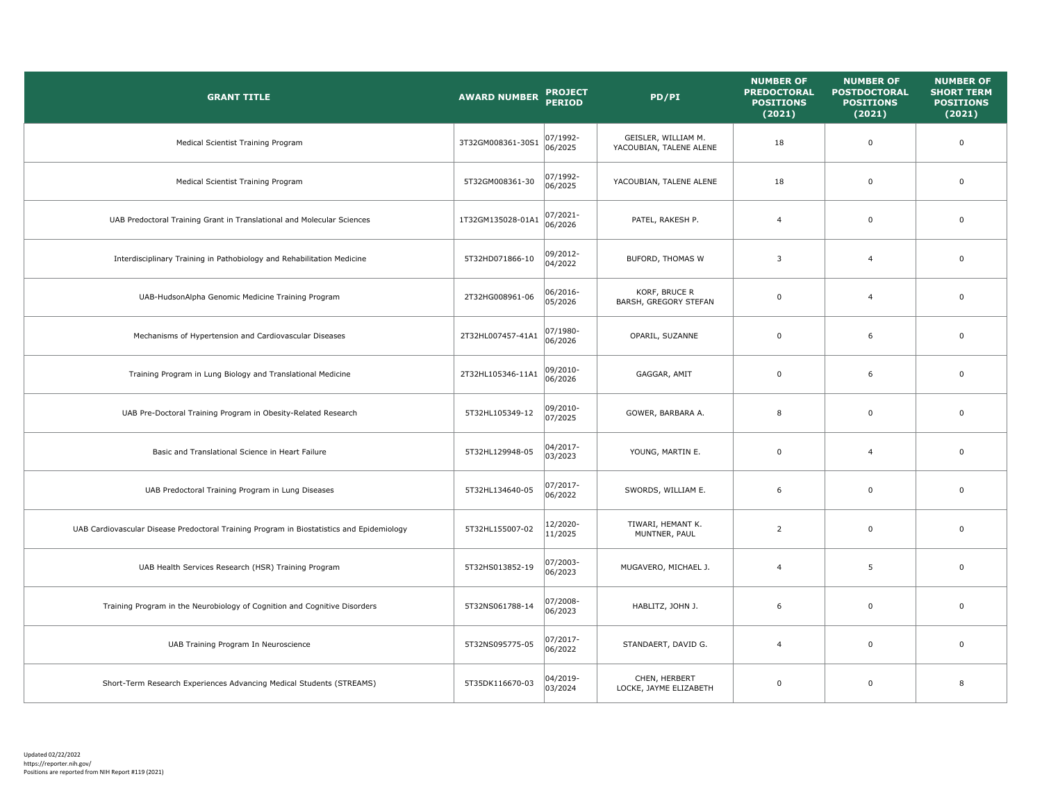| GRANT TITLE | AWARD NUMBER | PROJECT PERIOD | PD/PI | NUMBER OF PREDOCTORAL POSITIONS (2021) | NUMBER OF POSTDOCTORAL POSITIONS (2021) | NUMBER OF SHORT TERM POSITIONS (2021) |
|---|---|---|---|---|---|---|
| Medical Scientist Training Program | 3T32GM008361-30S1 | 07/1992-06/2025 | GEISLER, WILLIAM M.<br>YACOUBIAN, TALENE ALENE | 18 | 0 | 0 |
| Medical Scientist Training Program | 5T32GM008361-30 | 07/1992-06/2025 | YACOUBIAN, TALENE ALENE | 18 | 0 | 0 |
| UAB Predoctoral Training Grant in Translational and Molecular Sciences | 1T32GM135028-01A1 | 07/2021-06/2026 | PATEL, RAKESH P. | 4 | 0 | 0 |
| Interdisciplinary Training in Pathobiology and Rehabilitation Medicine | 5T32HD071866-10 | 09/2012-04/2022 | BUFORD, THOMAS W | 3 | 4 | 0 |
| UAB-HudsonAlpha Genomic Medicine Training Program | 2T32HG008961-06 | 06/2016-05/2026 | KORF, BRUCE R<br>BARSH, GREGORY STEFAN | 0 | 4 | 0 |
| Mechanisms of Hypertension and Cardiovascular Diseases | 2T32HL007457-41A1 | 07/1980-06/2026 | OPARIL, SUZANNE | 0 | 6 | 0 |
| Training Program in Lung Biology and Translational Medicine | 2T32HL105346-11A1 | 09/2010-06/2026 | GAGGAR, AMIT | 0 | 6 | 0 |
| UAB Pre-Doctoral Training Program in Obesity-Related Research | 5T32HL105349-12 | 09/2010-07/2025 | GOWER, BARBARA A. | 8 | 0 | 0 |
| Basic and Translational Science in Heart Failure | 5T32HL129948-05 | 04/2017-03/2023 | YOUNG, MARTIN E. | 0 | 4 | 0 |
| UAB Predoctoral Training Program in Lung Diseases | 5T32HL134640-05 | 07/2017-06/2022 | SWORDS, WILLIAM E. | 6 | 0 | 0 |
| UAB Cardiovascular Disease Predoctoral Training Program in Biostatistics and Epidemiology | 5T32HL155007-02 | 12/2020-11/2025 | TIWARI, HEMANT K.<br>MUNTNER, PAUL | 2 | 0 | 0 |
| UAB Health Services Research (HSR) Training Program | 5T32HS013852-19 | 07/2003-06/2023 | MUGAVERO, MICHAEL J. | 4 | 5 | 0 |
| Training Program in the Neurobiology of Cognition and Cognitive Disorders | 5T32NS061788-14 | 07/2008-06/2023 | HABLITZ, JOHN J. | 6 | 0 | 0 |
| UAB Training Program In Neuroscience | 5T32NS095775-05 | 07/2017-06/2022 | STANDAERT, DAVID G. | 4 | 0 | 0 |
| Short-Term Research Experiences Advancing Medical Students (STREAMS) | 5T35DK116670-03 | 04/2019-03/2024 | CHEN, HERBERT<br>LOCKE, JAYME ELIZABETH | 0 | 0 | 8 |

Updated 02/22/2022
https://reporter.nih.gov/
Positions are reported from NIH Report #119 (2021)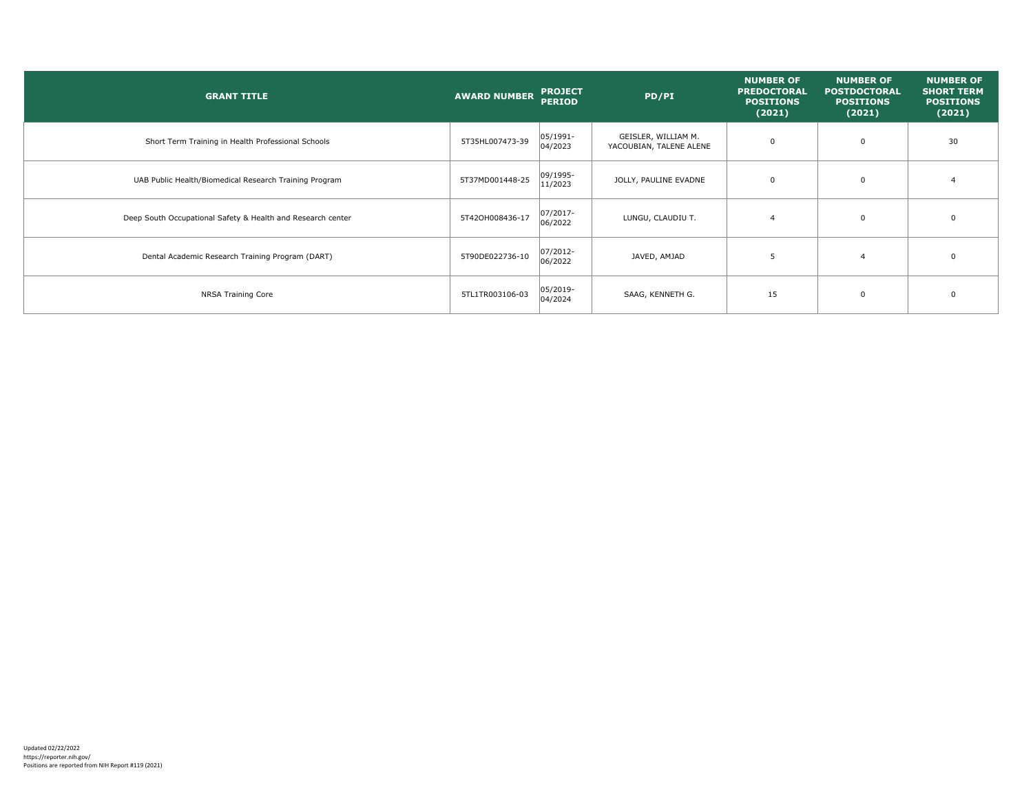| GRANT TITLE | AWARD NUMBER | PROJECT PERIOD | PD/PI | NUMBER OF PREDOCTORAL POSITIONS (2021) | NUMBER OF POSTDOCTORAL POSITIONS (2021) | NUMBER OF SHORT TERM POSITIONS (2021) |
|---|---|---|---|---|---|---|
| Short Term Training in Health Professional Schools | 5T35HL007473-39 | 05/1991-04/2023 | GEISLER, WILLIAM M. YACOUBIAN, TALENE ALENE | 0 | 0 | 30 |
| UAB Public Health/Biomedical Research Training Program | 5T37MD001448-25 | 09/1995-11/2023 | JOLLY, PAULINE EVADNE | 0 | 0 | 4 |
| Deep South Occupational Safety & Health and Research center | 5T42OH008436-17 | 07/2017-06/2022 | LUNGU, CLAUDIU T. | 4 | 0 | 0 |
| Dental Academic Research Training Program (DART) | 5T90DE022736-10 | 07/2012-06/2022 | JAVED, AMJAD | 5 | 4 | 0 |
| NRSA Training Core | 5TL1TR003106-03 | 05/2019-04/2024 | SAAG, KENNETH G. | 15 | 0 | 0 |

Updated 02/22/2022
https://reporter.nih.gov/
Positions are reported from NIH Report #119 (2021)